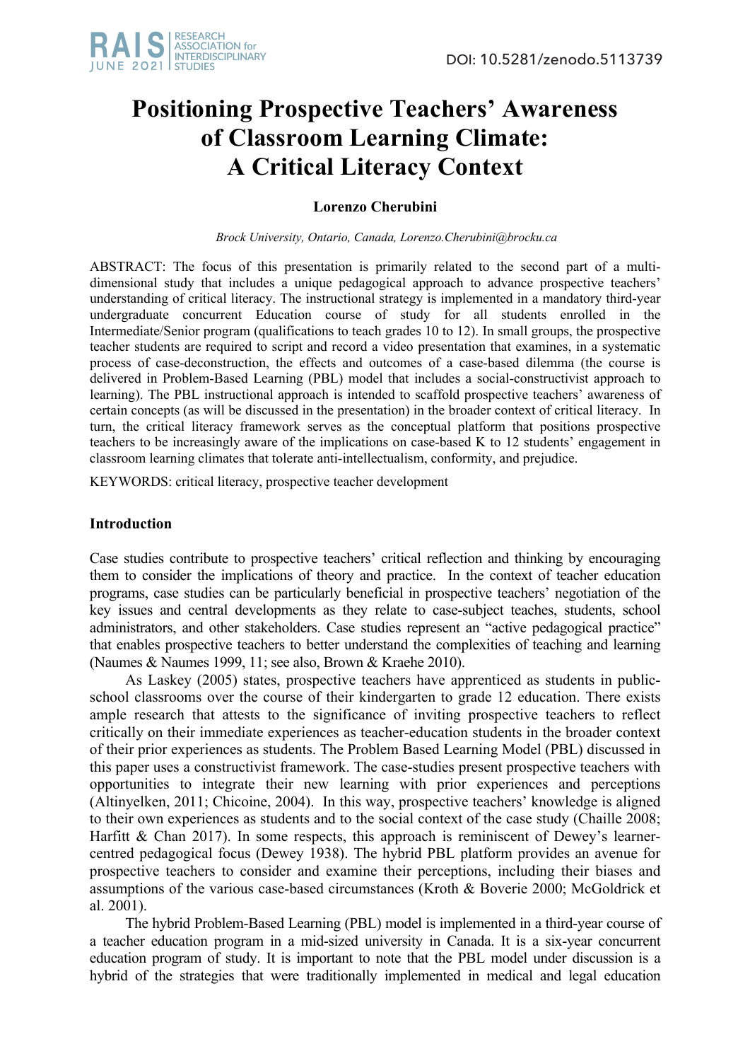# Positioning Prospective Teachers' Awareness of Classroom Learning Climate: A Critical Literacy Context

**Lorenzo Cherubini**

*Brock University, Ontario, Canada, Lorenzo.Cherubini@brocku.ca*

ABSTRACT: The focus of this presentation is primarily related to the second part of a multi-dimensional study that includes a unique pedagogical approach to advance prospective teachers' understanding of critical literacy. The instructional strategy is implemented in a mandatory third-year undergraduate concurrent Education course of study for all students enrolled in the Intermediate/Senior program (qualifications to teach grades 10 to 12). In small groups, the prospective teacher students are required to script and record a video presentation that examines, in a systematic process of case-deconstruction, the effects and outcomes of a case-based dilemma (the course is delivered in Problem-Based Learning (PBL) model that includes a social-constructivist approach to learning). The PBL instructional approach is intended to scaffold prospective teachers' awareness of certain concepts (as will be discussed in the presentation) in the broader context of critical literacy. In turn, the critical literacy framework serves as the conceptual platform that positions prospective teachers to be increasingly aware of the implications on case-based K to 12 students' engagement in classroom learning climates that tolerate anti-intellectualism, conformity, and prejudice.

KEYWORDS: critical literacy, prospective teacher development

## Introduction

Case studies contribute to prospective teachers' critical reflection and thinking by encouraging them to consider the implications of theory and practice. In the context of teacher education programs, case studies can be particularly beneficial in prospective teachers' negotiation of the key issues and central developments as they relate to case-subject teaches, students, school administrators, and other stakeholders. Case studies represent an "active pedagogical practice" that enables prospective teachers to better understand the complexities of teaching and learning (Naumes & Naumes 1999, 11; see also, Brown & Kraehe 2010).

As Laskey (2005) states, prospective teachers have apprenticed as students in public-school classrooms over the course of their kindergarten to grade 12 education. There exists ample research that attests to the significance of inviting prospective teachers to reflect critically on their immediate experiences as teacher-education students in the broader context of their prior experiences as students. The Problem Based Learning Model (PBL) discussed in this paper uses a constructivist framework. The case-studies present prospective teachers with opportunities to integrate their new learning with prior experiences and perceptions (Altinyelken, 2011; Chicoine, 2004). In this way, prospective teachers' knowledge is aligned to their own experiences as students and to the social context of the case study (Chaille 2008; Harfitt & Chan 2017). In some respects, this approach is reminiscent of Dewey's learner-centred pedagogical focus (Dewey 1938). The hybrid PBL platform provides an avenue for prospective teachers to consider and examine their perceptions, including their biases and assumptions of the various case-based circumstances (Kroth & Boverie 2000; McGoldrick et al. 2001).

The hybrid Problem-Based Learning (PBL) model is implemented in a third-year course of a teacher education program in a mid-sized university in Canada. It is a six-year concurrent education program of study. It is important to note that the PBL model under discussion is a hybrid of the strategies that were traditionally implemented in medical and legal education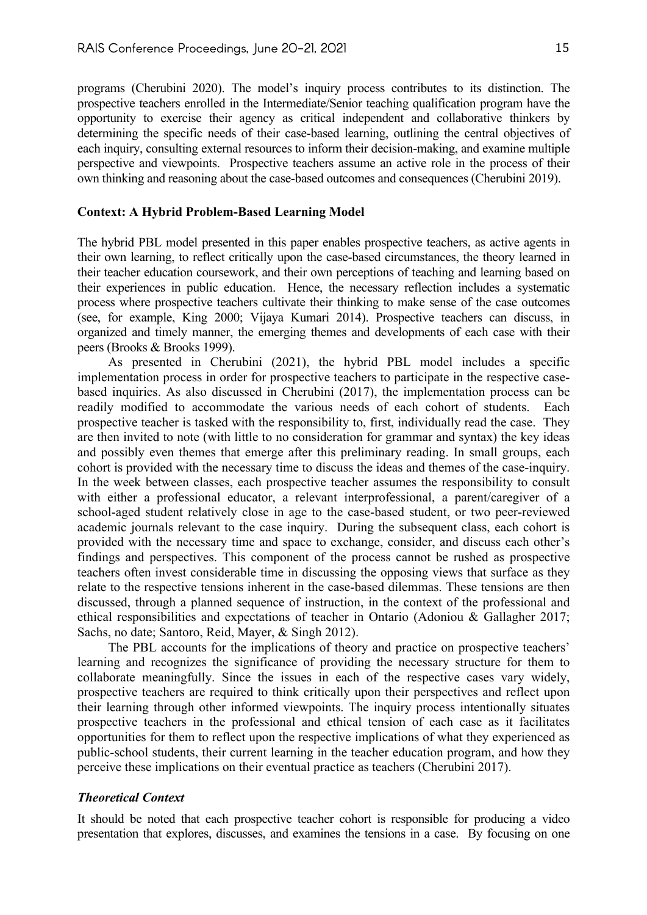programs (Cherubini 2020). The model's inquiry process contributes to its distinction. The prospective teachers enrolled in the Intermediate/Senior teaching qualification program have the opportunity to exercise their agency as critical independent and collaborative thinkers by determining the specific needs of their case-based learning, outlining the central objectives of each inquiry, consulting external resources to inform their decision-making, and examine multiple perspective and viewpoints. Prospective teachers assume an active role in the process of their own thinking and reasoning about the case-based outcomes and consequences (Cherubini 2019).

## Context: A Hybrid Problem-Based Learning Model

The hybrid PBL model presented in this paper enables prospective teachers, as active agents in their own learning, to reflect critically upon the case-based circumstances, the theory learned in their teacher education coursework, and their own perceptions of teaching and learning based on their experiences in public education. Hence, the necessary reflection includes a systematic process where prospective teachers cultivate their thinking to make sense of the case outcomes (see, for example, King 2000; Vijaya Kumari 2014). Prospective teachers can discuss, in organized and timely manner, the emerging themes and developments of each case with their peers (Brooks & Brooks 1999).

As presented in Cherubini (2021), the hybrid PBL model includes a specific implementation process in order for prospective teachers to participate in the respective case-based inquiries. As also discussed in Cherubini (2017), the implementation process can be readily modified to accommodate the various needs of each cohort of students. Each prospective teacher is tasked with the responsibility to, first, individually read the case. They are then invited to note (with little to no consideration for grammar and syntax) the key ideas and possibly even themes that emerge after this preliminary reading. In small groups, each cohort is provided with the necessary time to discuss the ideas and themes of the case-inquiry. In the week between classes, each prospective teacher assumes the responsibility to consult with either a professional educator, a relevant interprofessional, a parent/caregiver of a school-aged student relatively close in age to the case-based student, or two peer-reviewed academic journals relevant to the case inquiry. During the subsequent class, each cohort is provided with the necessary time and space to exchange, consider, and discuss each other's findings and perspectives. This component of the process cannot be rushed as prospective teachers often invest considerable time in discussing the opposing views that surface as they relate to the respective tensions inherent in the case-based dilemmas. These tensions are then discussed, through a planned sequence of instruction, in the context of the professional and ethical responsibilities and expectations of teacher in Ontario (Adoniou & Gallagher 2017; Sachs, no date; Santoro, Reid, Mayer, & Singh 2012).

The PBL accounts for the implications of theory and practice on prospective teachers' learning and recognizes the significance of providing the necessary structure for them to collaborate meaningfully. Since the issues in each of the respective cases vary widely, prospective teachers are required to think critically upon their perspectives and reflect upon their learning through other informed viewpoints. The inquiry process intentionally situates prospective teachers in the professional and ethical tension of each case as it facilitates opportunities for them to reflect upon the respective implications of what they experienced as public-school students, their current learning in the teacher education program, and how they perceive these implications on their eventual practice as teachers (Cherubini 2017).

### *Theoretical Context*

It should be noted that each prospective teacher cohort is responsible for producing a video presentation that explores, discusses, and examines the tensions in a case. By focusing on one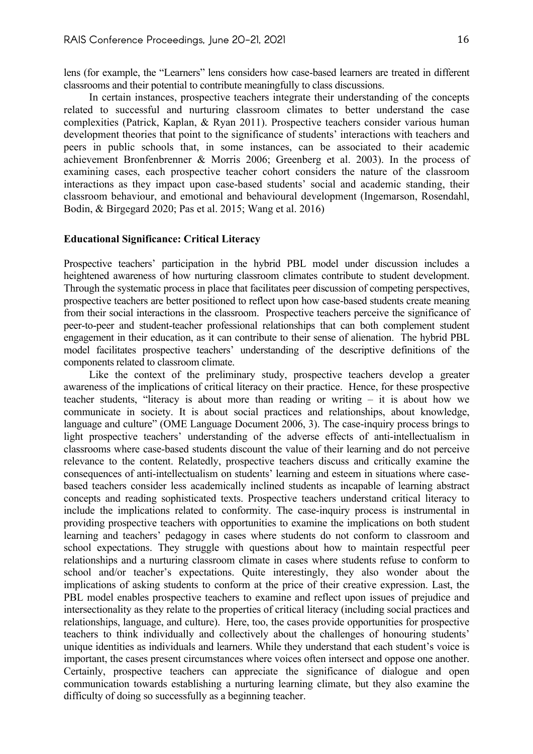lens (for example, the "Learners" lens considers how case-based learners are treated in different classrooms and their potential to contribute meaningfully to class discussions.

In certain instances, prospective teachers integrate their understanding of the concepts related to successful and nurturing classroom climates to better understand the case complexities (Patrick, Kaplan, & Ryan 2011). Prospective teachers consider various human development theories that point to the significance of students' interactions with teachers and peers in public schools that, in some instances, can be associated to their academic achievement Bronfenbrenner & Morris 2006; Greenberg et al. 2003). In the process of examining cases, each prospective teacher cohort considers the nature of the classroom interactions as they impact upon case-based students' social and academic standing, their classroom behaviour, and emotional and behavioural development (Ingemarson, Rosendahl, Bodin, & Birgegard 2020; Pas et al. 2015; Wang et al. 2016)

**Educational Significance: Critical Literacy**

Prospective teachers' participation in the hybrid PBL model under discussion includes a heightened awareness of how nurturing classroom climates contribute to student development. Through the systematic process in place that facilitates peer discussion of competing perspectives, prospective teachers are better positioned to reflect upon how case-based students create meaning from their social interactions in the classroom. Prospective teachers perceive the significance of peer-to-peer and student-teacher professional relationships that can both complement student engagement in their education, as it can contribute to their sense of alienation. The hybrid PBL model facilitates prospective teachers' understanding of the descriptive definitions of the components related to classroom climate.

Like the context of the preliminary study, prospective teachers develop a greater awareness of the implications of critical literacy on their practice. Hence, for these prospective teacher students, "literacy is about more than reading or writing – it is about how we communicate in society. It is about social practices and relationships, about knowledge, language and culture" (OME Language Document 2006, 3). The case-inquiry process brings to light prospective teachers' understanding of the adverse effects of anti-intellectualism in classrooms where case-based students discount the value of their learning and do not perceive relevance to the content. Relatedly, prospective teachers discuss and critically examine the consequences of anti-intellectualism on students' learning and esteem in situations where case-based teachers consider less academically inclined students as incapable of learning abstract concepts and reading sophisticated texts. Prospective teachers understand critical literacy to include the implications related to conformity. The case-inquiry process is instrumental in providing prospective teachers with opportunities to examine the implications on both student learning and teachers' pedagogy in cases where students do not conform to classroom and school expectations. They struggle with questions about how to maintain respectful peer relationships and a nurturing classroom climate in cases where students refuse to conform to school and/or teacher's expectations. Quite interestingly, they also wonder about the implications of asking students to conform at the price of their creative expression. Last, the PBL model enables prospective teachers to examine and reflect upon issues of prejudice and intersectionality as they relate to the properties of critical literacy (including social practices and relationships, language, and culture). Here, too, the cases provide opportunities for prospective teachers to think individually and collectively about the challenges of honouring students' unique identities as individuals and learners. While they understand that each student's voice is important, the cases present circumstances where voices often intersect and oppose one another. Certainly, prospective teachers can appreciate the significance of dialogue and open communication towards establishing a nurturing learning climate, but they also examine the difficulty of doing so successfully as a beginning teacher.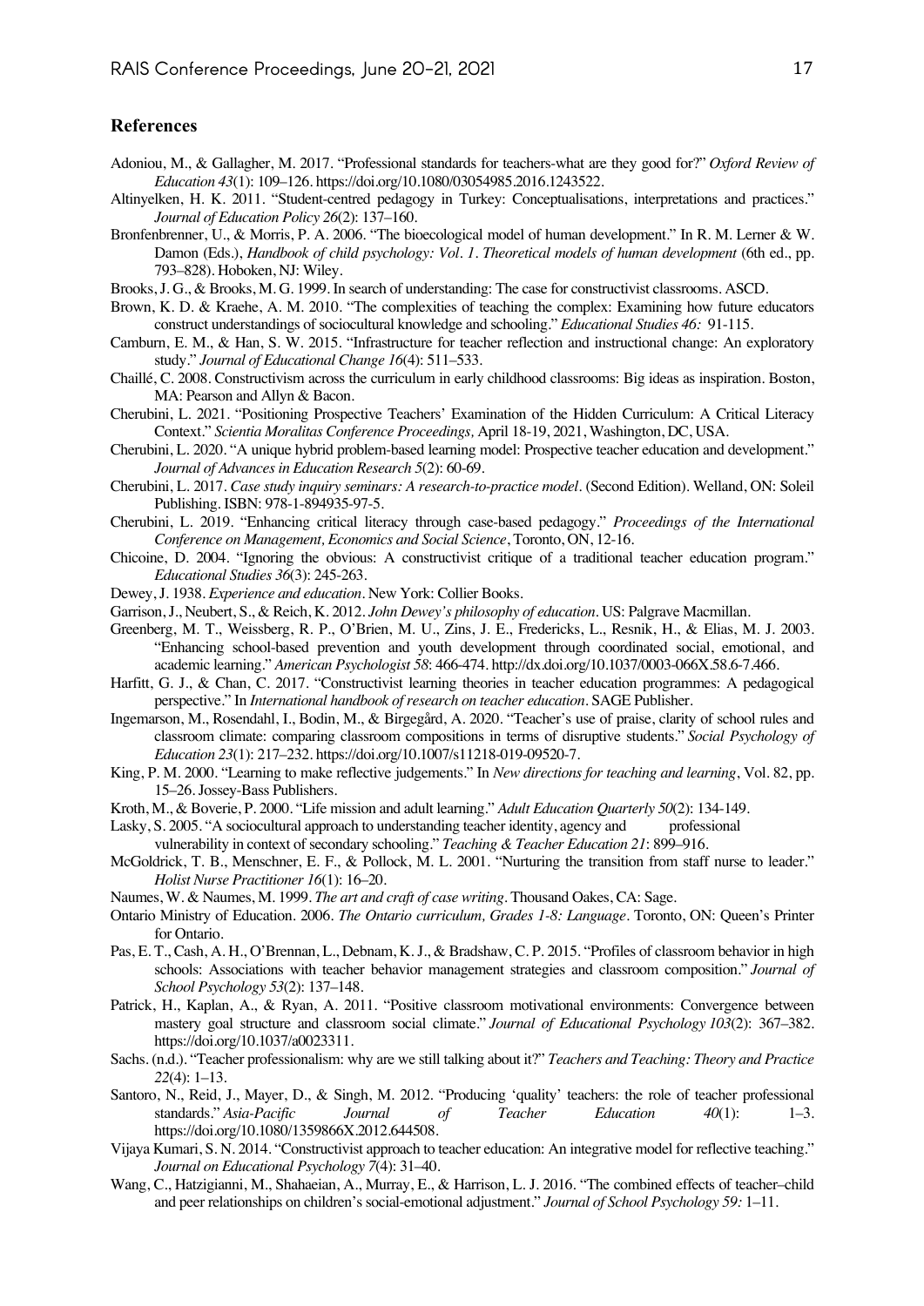## References

Adoniou, M., & Gallagher, M. 2017. "Professional standards for teachers-what are they good for?" *Oxford Review of Education 43*(1): 109–126. https://doi.org/10.1080/03054985.2016.1243522.

Altinyelken, H. K. 2011. "Student-centred pedagogy in Turkey: Conceptualisations, interpretations and practices." *Journal of Education Policy 26*(2): 137–160.

Bronfenbrenner, U., & Morris, P. A. 2006. "The bioecological model of human development." In R. M. Lerner & W. Damon (Eds.), *Handbook of child psychology: Vol. 1. Theoretical models of human development* (6th ed., pp. 793–828). Hoboken, NJ: Wiley.

Brooks, J. G., & Brooks, M. G. 1999. In search of understanding: The case for constructivist classrooms. ASCD.

Brown, K. D. & Kraehe, A. M. 2010. "The complexities of teaching the complex: Examining how future educators construct understandings of sociocultural knowledge and schooling." *Educational Studies 46:* 91-115.

Camburn, E. M., & Han, S. W. 2015. "Infrastructure for teacher reflection and instructional change: An exploratory study." *Journal of Educational Change 16*(4): 511–533.

Chaillé, C. 2008. Constructivism across the curriculum in early childhood classrooms: Big ideas as inspiration. Boston, MA: Pearson and Allyn & Bacon.

Cherubini, L. 2021. "Positioning Prospective Teachers' Examination of the Hidden Curriculum: A Critical Literacy Context." *Scientia Moralitas Conference Proceedings,* April 18-19, 2021, Washington, DC, USA.

Cherubini, L. 2020. "A unique hybrid problem-based learning model: Prospective teacher education and development." *Journal of Advances in Education Research 5*(2): 60-69.

Cherubini, L. 2017. *Case study inquiry seminars: A research-to-practice model*. (Second Edition). Welland, ON: Soleil Publishing. ISBN: 978-1-894935-97-5.

Cherubini, L. 2019. "Enhancing critical literacy through case-based pedagogy." *Proceedings of the International Conference on Management, Economics and Social Science*, Toronto, ON, 12-16.

Chicoine, D. 2004. "Ignoring the obvious: A constructivist critique of a traditional teacher education program." *Educational Studies 36*(3): 245-263.

Dewey, J. 1938. *Experience and education*. New York: Collier Books.

Garrison, J., Neubert, S., & Reich, K. 2012. *John Dewey's philosophy of education*. US: Palgrave Macmillan.

Greenberg, M. T., Weissberg, R. P., O'Brien, M. U., Zins, J. E., Fredericks, L., Resnik, H., & Elias, M. J. 2003. "Enhancing school-based prevention and youth development through coordinated social, emotional, and academic learning." *American Psychologist 58*: 466-474. http://dx.doi.org/10.1037/0003-066X.58.6-7.466.

Harfitt, G. J., & Chan, C. 2017. "Constructivist learning theories in teacher education programmes: A pedagogical perspective." In *International handbook of research on teacher education*. SAGE Publisher.

Ingemarson, M., Rosendahl, I., Bodin, M., & Birgegård, A. 2020. "Teacher's use of praise, clarity of school rules and classroom climate: comparing classroom compositions in terms of disruptive students." *Social Psychology of Education 23*(1): 217–232. https://doi.org/10.1007/s11218-019-09520-7.

King, P. M. 2000. "Learning to make reflective judgements." In *New directions for teaching and learning*, Vol. 82, pp. 15–26. Jossey-Bass Publishers.

Kroth, M., & Boverie, P. 2000. "Life mission and adult learning." *Adult Education Quarterly 50*(2): 134-149.

Lasky, S. 2005. "A sociocultural approach to understanding teacher identity, agency and professional vulnerability in context of secondary schooling." *Teaching & Teacher Education 21*: 899–916.

McGoldrick, T. B., Menschner, E. F., & Pollock, M. L. 2001. "Nurturing the transition from staff nurse to leader." *Holist Nurse Practitioner 16*(1): 16–20.

Naumes, W. & Naumes, M. 1999. *The art and craft of case writing*. Thousand Oakes, CA: Sage.

Ontario Ministry of Education. 2006. *The Ontario curriculum, Grades 1-8: Language*. Toronto, ON: Queen's Printer for Ontario.

Pas, E. T., Cash, A. H., O'Brennan, L., Debnam, K. J., & Bradshaw, C. P. 2015. "Profiles of classroom behavior in high schools: Associations with teacher behavior management strategies and classroom composition." *Journal of School Psychology 53*(2): 137–148.

Patrick, H., Kaplan, A., & Ryan, A. 2011. "Positive classroom motivational environments: Convergence between mastery goal structure and classroom social climate." *Journal of Educational Psychology 103*(2): 367–382. https://doi.org/10.1037/a0023311.

Sachs. (n.d.). "Teacher professionalism: why are we still talking about it?" *Teachers and Teaching: Theory and Practice 22*(4): 1–13.

Santoro, N., Reid, J., Mayer, D., & Singh, M. 2012. "Producing 'quality' teachers: the role of teacher professional standards." *Asia-Pacific Journal of Teacher Education 40*(1): 1–3. https://doi.org/10.1080/1359866X.2012.644508.

Vijaya Kumari, S. N. 2014. "Constructivist approach to teacher education: An integrative model for reflective teaching." *Journal on Educational Psychology 7*(4): 31–40.

Wang, C., Hatzigianni, M., Shahaeian, A., Murray, E., & Harrison, L. J. 2016. "The combined effects of teacher–child and peer relationships on children's social-emotional adjustment." *Journal of School Psychology 59:* 1–11.